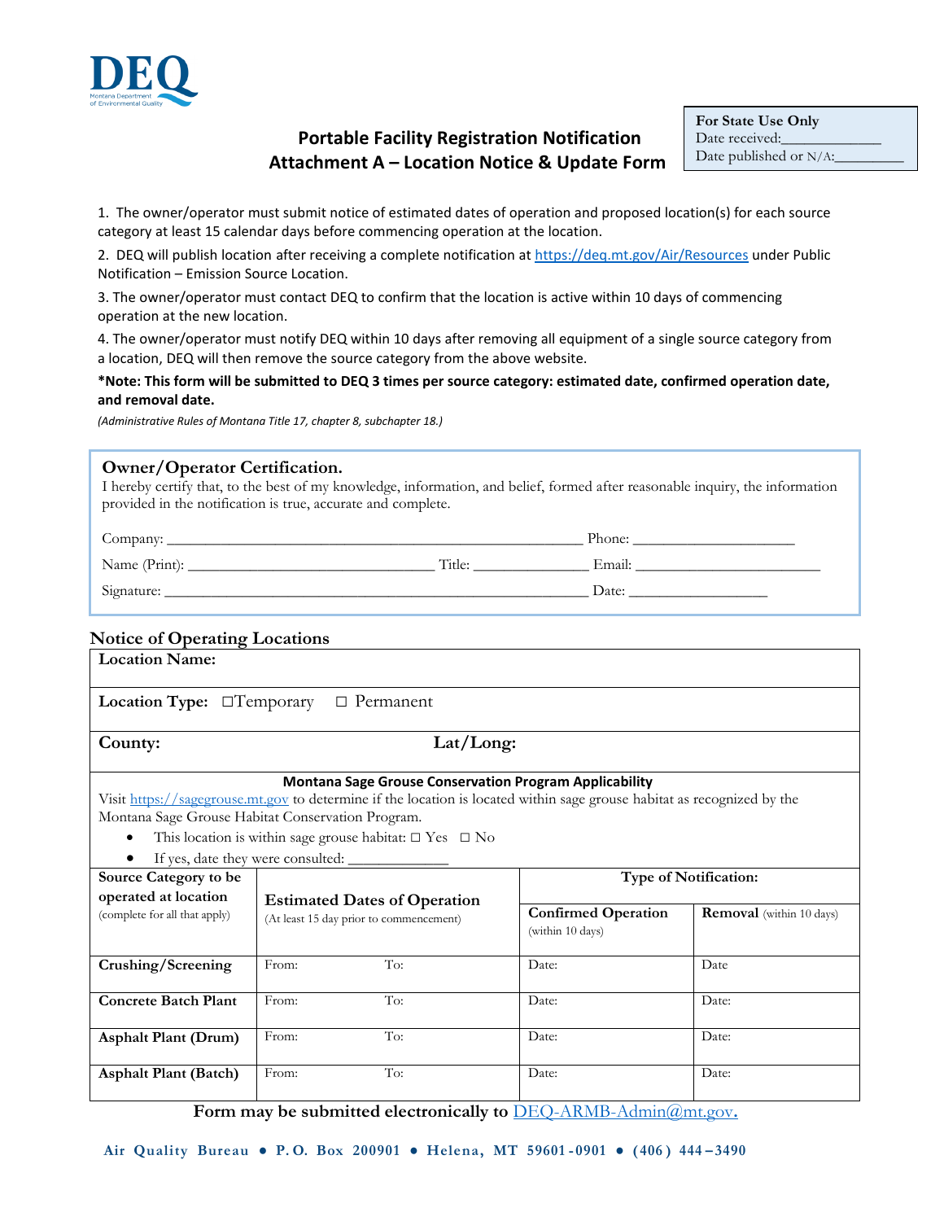DEQ Montana Department of Environmental Quality

# Portable Facility Registration Notification
# Attachment A – Location Notice & Update Form

**For State Use Only**
Date received:_____________
Date published or N/A:_________

1. The owner/operator must submit notice of estimated dates of operation and proposed location(s) for each source category at least 15 calendar days before commencing operation at the location.

2. DEQ will publish location after receiving a complete notification at https://deq.mt.gov/Air/Resources under Public Notification – Emission Source Location.

3. The owner/operator must contact DEQ to confirm that the location is active within 10 days of commencing operation at the new location.

4. The owner/operator must notify DEQ within 10 days after removing all equipment of a single source category from a location, DEQ will then remove the source category from the above website.

**\*Note: This form will be submitted to DEQ 3 times per source category: estimated date, confirmed operation date, and removal date.**

*(Administrative Rules of Montana Title 17, chapter 8, subchapter 18.)*

## Owner/Operator Certification.

I hereby certify that, to the best of my knowledge, information, and belief, formed after reasonable inquiry, the information provided in the notification is true, accurate and complete.

Company: ______________________________________________ Phone: ____________________

Name (Print): ____________________________ Title: ______________ Email: ______________________

Signature: ________________________________________________ Date: ________________

## Notice of Operating Locations

**Location Name:**

**Location Type:** ☐Temporary ☐ Permanent

**County:** **Lat/Long:**

**Montana Sage Grouse Conservation Program Applicability**

Visit https://sagegrouse.mt.gov to determine if the location is located within sage grouse habitat as recognized by the Montana Sage Grouse Habitat Conservation Program.

- This location is within sage grouse habitat: ☐ Yes ☐ No
- If yes, date they were consulted: ____________

| **Source Category to be operated at location** (complete for all that apply) | **Estimated Dates of Operation** (At least 15 day prior to commencement) | **Type of Notification:** **Confirmed Operation** (within 10 days) | **Removal** (within 10 days) |
|---|---|---|---|
| **Crushing/Screening** | From: To: | Date: | Date |
| **Concrete Batch Plant** | From: To: | Date: | Date: |
| **Asphalt Plant (Drum)** | From: To: | Date: | Date: |
| **Asphalt Plant (Batch)** | From: To: | Date: | Date: |

**Form may be submitted electronically to DEQ-ARMB-Admin@mt.gov.**

Air Quality Bureau • P.O. Box 200901 • Helena, MT 59601-0901 • (406) 444–3490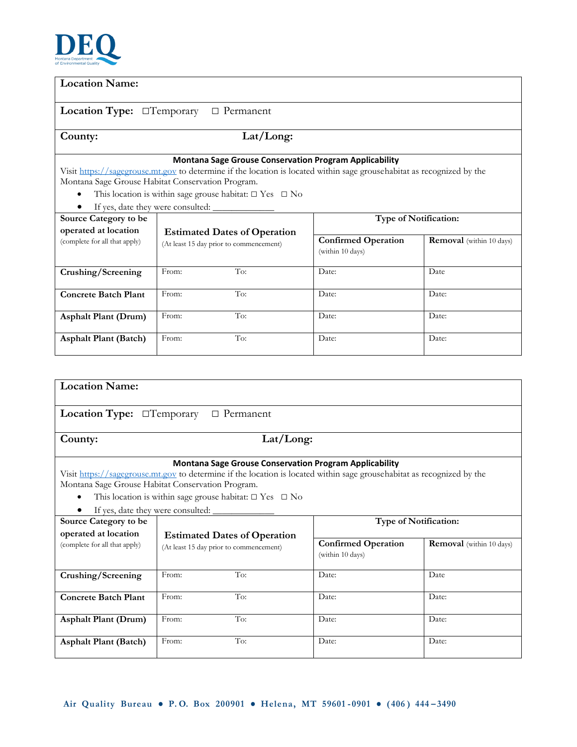DEQ
Montana Department of Environmental Quality

**Location Name:**

**Location Type:** ☐Temporary ☐ Permanent

**County:** **Lat/Long:**

**Montana Sage Grouse Conservation Program Applicability**

Visit https://sagegrouse.mt.gov to determine if the location is located within sage grousehabitat as recognized by the Montana Sage Grouse Habitat Conservation Program.

- This location is within sage grouse habitat: ☐ Yes ☐ No
- If yes, date they were consulted: _____________

| **Source Category to be operated at location** (complete for all that apply) | **Estimated Dates of Operation** (At least 15 day prior to commencement) | | **Type of Notification:** | |
|---|---|---|---|---|
| | | | **Confirmed Operation** (within 10 days) | **Removal** (within 10 days) |
| **Crushing/Screening** | From: | To: | Date: | Date |
| **Concrete Batch Plant** | From: | To: | Date: | Date: |
| **Asphalt Plant (Drum)** | From: | To: | Date: | Date: |
| **Asphalt Plant (Batch)** | From: | To: | Date: | Date: |

**Location Name:**

**Location Type:** ☐Temporary ☐ Permanent

**County:** **Lat/Long:**

**Montana Sage Grouse Conservation Program Applicability**

Visit https://sagegrouse.mt.gov to determine if the location is located within sage grousehabitat as recognized by the Montana Sage Grouse Habitat Conservation Program.

- This location is within sage grouse habitat: ☐ Yes ☐ No
- If yes, date they were consulted: _____________

| **Source Category to be operated at location** (complete for all that apply) | **Estimated Dates of Operation** (At least 15 day prior to commencement) | | **Type of Notification:** | |
|---|---|---|---|---|
| | | | **Confirmed Operation** (within 10 days) | **Removal** (within 10 days) |
| **Crushing/Screening** | From: | To: | Date: | Date |
| **Concrete Batch Plant** | From: | To: | Date: | Date: |
| **Asphalt Plant (Drum)** | From: | To: | Date: | Date: |
| **Asphalt Plant (Batch)** | From: | To: | Date: | Date: |

Air Quality Bureau • P.O. Box 200901 • Helena, MT 59601-0901 • (406) 444–3490